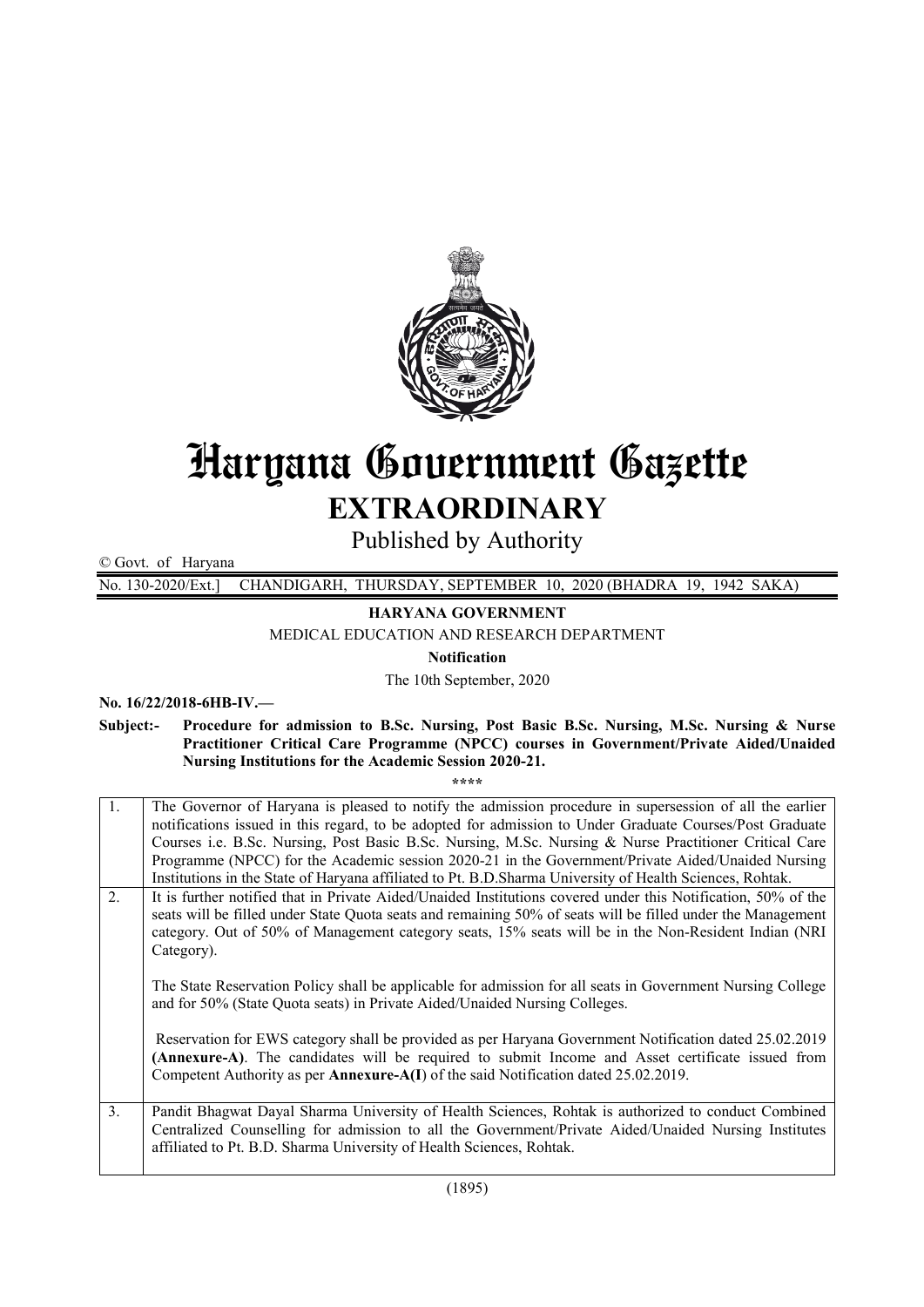# Haryana Government Gazette

## EXTRAORDINARY

Published by Authority

© Govt. of Haryana

No. 130-2020/Ext.] CHANDIGARH, THURSDAY, SEPTEMBER 10, 2020 (BHADRA 19, 1942 SAKA)

**HARYANA GOVERNMENT**

MEDICAL EDUCATION AND RESEARCH DEPARTMENT

**Notification**

The 10th September, 2020

**No. 16/22/2018-6HB-IV.—**

**Subject:- Procedure for admission to B.Sc. Nursing, Post Basic B.Sc. Nursing, M.Sc. Nursing & Nurse Practitioner Critical Care Programme (NPCC) courses in Government/Private Aided/Unaided Nursing Institutions for the Academic Session 2020-21.**

\*\*\*\*

| | |
|---|---|
| 1. | The Governor of Haryana is pleased to notify the admission procedure in supersession of all the earlier notifications issued in this regard, to be adopted for admission to Under Graduate Courses/Post Graduate Courses i.e. B.Sc. Nursing, Post Basic B.Sc. Nursing, M.Sc. Nursing & Nurse Practitioner Critical Care Programme (NPCC) for the Academic session 2020-21 in the Government/Private Aided/Unaided Nursing Institutions in the State of Haryana affiliated to Pt. B.D.Sharma University of Health Sciences, Rohtak. |
| 2. | It is further notified that in Private Aided/Unaided Institutions covered under this Notification, 50% of the seats will be filled under State Quota seats and remaining 50% of seats will be filled under the Management category. Out of 50% of Management category seats, 15% seats will be in the Non-Resident Indian (NRI Category).<br><br>The State Reservation Policy shall be applicable for admission for all seats in Government Nursing College and for 50% (State Quota seats) in Private Aided/Unaided Nursing Colleges.<br><br>Reservation for EWS category shall be provided as per Haryana Government Notification dated 25.02.2019 **(Annexure-A)**. The candidates will be required to submit Income and Asset certificate issued from Competent Authority as per **Annexure-A(I**) of the said Notification dated 25.02.2019. |
| 3. | Pandit Bhagwat Dayal Sharma University of Health Sciences, Rohtak is authorized to conduct Combined Centralized Counselling for admission to all the Government/Private Aided/Unaided Nursing Institutes affiliated to Pt. B.D. Sharma University of Health Sciences, Rohtak. |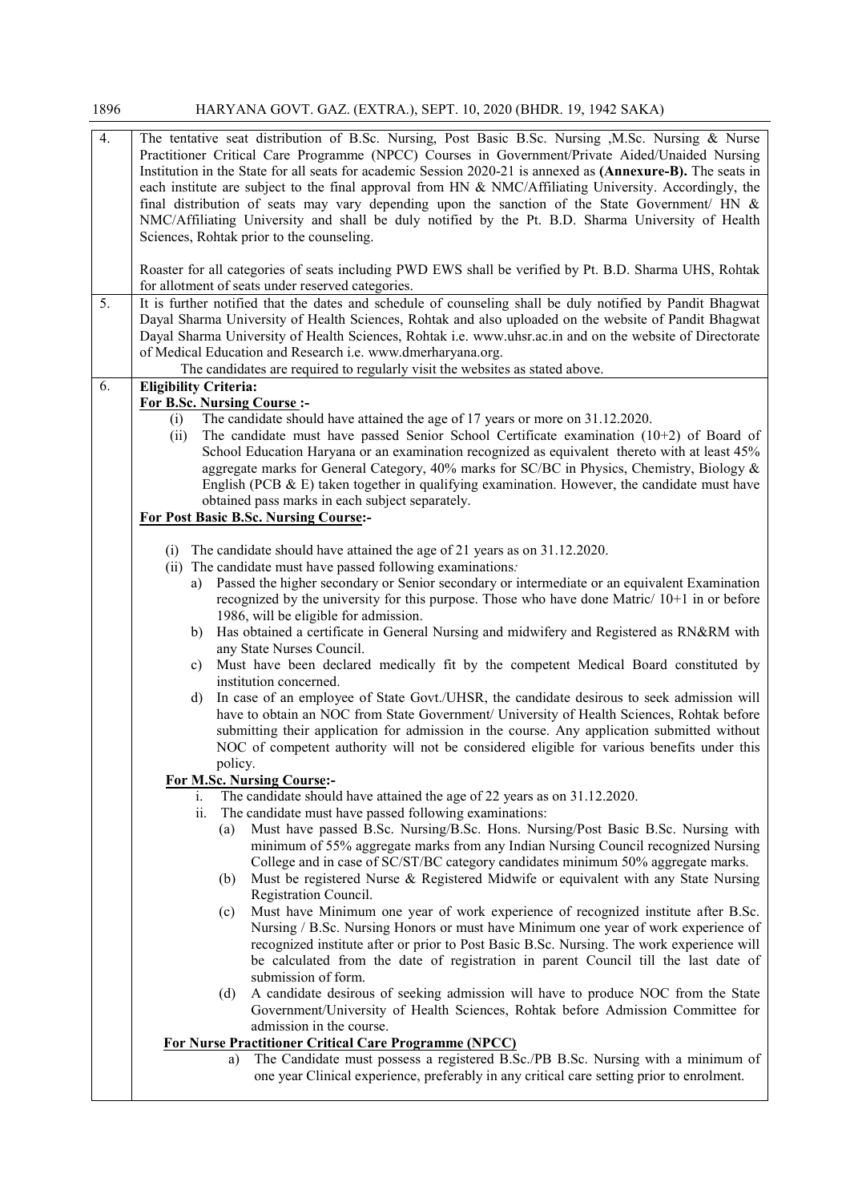4. The tentative seat distribution of B.Sc. Nursing, Post Basic B.Sc. Nursing ,M.Sc. Nursing & Nurse Practitioner Critical Care Programme (NPCC) Courses in Government/Private Aided/Unaided Nursing Institution in the State for all seats for academic Session 2020-21 is annexed as **(Annexure-B).** The seats in each institute are subject to the final approval from HN & NMC/Affiliating University. Accordingly, the final distribution of seats may vary depending upon the sanction of the State Government/ HN & NMC/Affiliating University and shall be duly notified by the Pt. B.D. Sharma University of Health Sciences, Rohtak prior to the counseling.

   Roaster for all categories of seats including PWD EWS shall be verified by Pt. B.D. Sharma UHS, Rohtak for allotment of seats under reserved categories.

5. It is further notified that the dates and schedule of counseling shall be duly notified by Pandit Bhagwat Dayal Sharma University of Health Sciences, Rohtak and also uploaded on the website of Pandit Bhagwat Dayal Sharma University of Health Sciences, Rohtak i.e. www.uhsr.ac.in and on the website of Directorate of Medical Education and Research i.e. www.dmerharyana.org.

   The candidates are required to regularly visit the websites as stated above.

6. **Eligibility Criteria:**

   **For B.Sc. Nursing Course :-**

   (i) The candidate should have attained the age of 17 years or more on 31.12.2020.

   (ii) The candidate must have passed Senior School Certificate examination (10+2) of Board of School Education Haryana or an examination recognized as equivalent thereto with at least 45% aggregate marks for General Category, 40% marks for SC/BC in Physics, Chemistry, Biology & English (PCB & E) taken together in qualifying examination. However, the candidate must have obtained pass marks in each subject separately.

   **For Post Basic B.Sc. Nursing Course:-**

   (i) The candidate should have attained the age of 21 years as on 31.12.2020.

   (ii) The candidate must have passed following examinations:

   a) Passed the higher secondary or Senior secondary or intermediate or an equivalent Examination recognized by the university for this purpose. Those who have done Matric/ 10+1 in or before 1986, will be eligible for admission.

   b) Has obtained a certificate in General Nursing and midwifery and Registered as RN&RM with any State Nurses Council.

   c) Must have been declared medically fit by the competent Medical Board constituted by institution concerned.

   d) In case of an employee of State Govt./UHSR, the candidate desirous to seek admission will have to obtain an NOC from State Government/ University of Health Sciences, Rohtak before submitting their application for admission in the course. Any application submitted without NOC of competent authority will not be considered eligible for various benefits under this policy.

   **For M.Sc. Nursing Course:-**

   i. The candidate should have attained the age of 22 years as on 31.12.2020.

   ii. The candidate must have passed following examinations:

   (a) Must have passed B.Sc. Nursing/B.Sc. Hons. Nursing/Post Basic B.Sc. Nursing with minimum of 55% aggregate marks from any Indian Nursing Council recognized Nursing College and in case of SC/ST/BC category candidates minimum 50% aggregate marks.

   (b) Must be registered Nurse & Registered Midwife or equivalent with any State Nursing Registration Council.

   (c) Must have Minimum one year of work experience of recognized institute after B.Sc. Nursing / B.Sc. Nursing Honors or must have Minimum one year of work experience of recognized institute after or prior to Post Basic B.Sc. Nursing. The work experience will be calculated from the date of registration in parent Council till the last date of submission of form.

   (d) A candidate desirous of seeking admission will have to produce NOC from the State Government/University of Health Sciences, Rohtak before Admission Committee for admission in the course.

   **For Nurse Practitioner Critical Care Programme (NPCC)**

   a) The Candidate must possess a registered B.Sc./PB B.Sc. Nursing with a minimum of one year Clinical experience, preferably in any critical care setting prior to enrolment.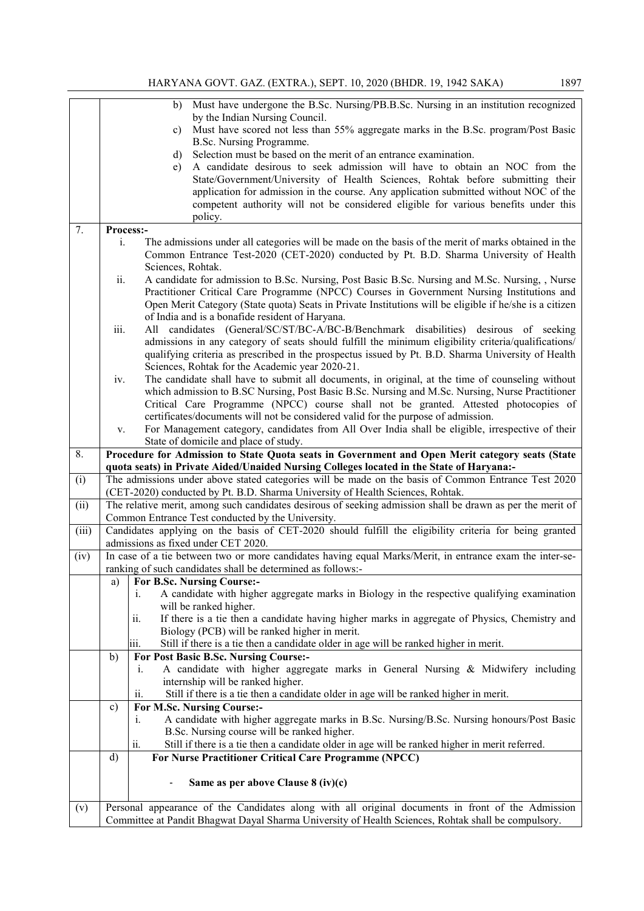| | |
|---|---|
| | b) Must have undergone the B.Sc. Nursing/PB.B.Sc. Nursing in an institution recognized by the Indian Nursing Council.<br>c) Must have scored not less than 55% aggregate marks in the B.Sc. program/Post Basic B.Sc. Nursing Programme.<br>d) Selection must be based on the merit of an entrance examination.<br>e) A candidate desirous to seek admission will have to obtain an NOC from the State/Government/University of Health Sciences, Rohtak before submitting their application for admission in the course. Any application submitted without NOC of the competent authority will not be considered eligible for various benefits under this policy. |
| 7. | **Process:-**<br>i. The admissions under all categories will be made on the basis of the merit of marks obtained in the Common Entrance Test-2020 (CET-2020) conducted by Pt. B.D. Sharma University of Health Sciences, Rohtak.<br>ii. A candidate for admission to B.Sc. Nursing, Post Basic B.Sc. Nursing and M.Sc. Nursing, , Nurse Practitioner Critical Care Programme (NPCC) Courses in Government Nursing Institutions and Open Merit Category (State quota) Seats in Private Institutions will be eligible if he/she is a citizen of India and is a bonafide resident of Haryana.<br>iii. All candidates (General/SC/ST/BC-A/BC-B/Benchmark disabilities) desirous of seeking admissions in any category of seats should fulfill the minimum eligibility criteria/qualifications/ qualifying criteria as prescribed in the prospectus issued by Pt. B.D. Sharma University of Health Sciences, Rohtak for the Academic year 2020-21.<br>iv. The candidate shall have to submit all documents, in original, at the time of counseling without which admission to B.SC Nursing, Post Basic B.Sc. Nursing and M.Sc. Nursing, Nurse Practitioner Critical Care Programme (NPCC) course shall not be granted. Attested photocopies of certificates/documents will not be considered valid for the purpose of admission.<br>v. For Management category, candidates from All Over India shall be eligible, irrespective of their State of domicile and place of study. |
| 8. | **Procedure for Admission to State Quota seats in Government and Open Merit category seats (State quota seats) in Private Aided/Unaided Nursing Colleges located in the State of Haryana:-** |
| (i) | The admissions under above stated categories will be made on the basis of Common Entrance Test 2020 (CET-2020) conducted by Pt. B.D. Sharma University of Health Sciences, Rohtak. |
| (ii) | The relative merit, among such candidates desirous of seeking admission shall be drawn as per the merit of Common Entrance Test conducted by the University. |
| (iii) | Candidates applying on the basis of CET-2020 should fulfill the eligibility criteria for being granted admissions as fixed under CET 2020. |
| (iv) | In case of a tie between two or more candidates having equal Marks/Merit, in entrance exam the inter-se-ranking of such candidates shall be determined as follows:- |
| | a) **For B.Sc. Nursing Course:-**<br>i. A candidate with higher aggregate marks in Biology in the respective qualifying examination will be ranked higher.<br>ii. If there is a tie then a candidate having higher marks in aggregate of Physics, Chemistry and Biology (PCB) will be ranked higher in merit.<br>iii. Still if there is a tie then a candidate older in age will be ranked higher in merit. |
| | b) **For Post Basic B.Sc. Nursing Course:-**<br>i. A candidate with higher aggregate marks in General Nursing & Midwifery including internship will be ranked higher.<br>ii. Still if there is a tie then a candidate older in age will be ranked higher in merit. |
| | c) **For M.Sc. Nursing Course:-**<br>i. A candidate with higher aggregate marks in B.Sc. Nursing/B.Sc. Nursing honours/Post Basic B.Sc. Nursing course will be ranked higher.<br>ii. Still if there is a tie then a candidate older in age will be ranked higher in merit referred. |
| | d) **For Nurse Practitioner Critical Care Programme (NPCC)**<br>- **Same as per above Clause 8 (iv)(c)** |
| (v) | Personal appearance of the Candidates along with all original documents in front of the Admission Committee at Pandit Bhagwat Dayal Sharma University of Health Sciences, Rohtak shall be compulsory. |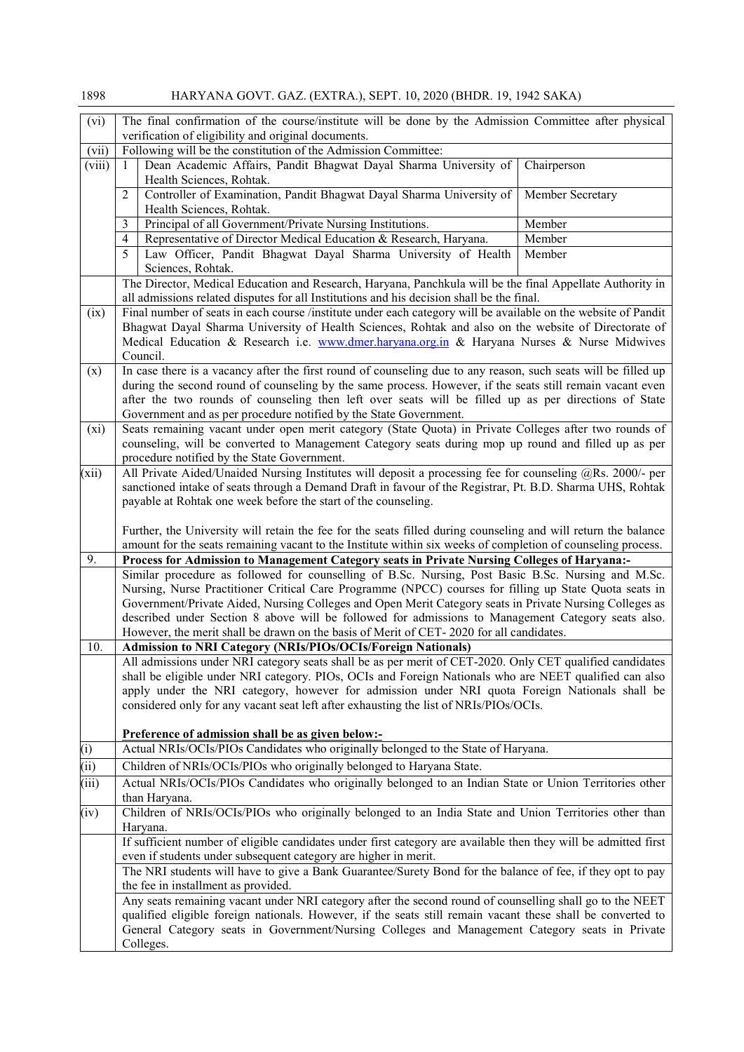| | | | |
|---|---|---|---|
| (vi) | The final confirmation of the course/institute will be done by the Admission Committee after physical verification of eligibility and original documents. | | |
| (vii) | Following will be the constitution of the Admission Committee: | | |
| (viii) | 1 | Dean Academic Affairs, Pandit Bhagwat Dayal Sharma University of Health Sciences, Rohtak. | Chairperson |
| | 2 | Controller of Examination, Pandit Bhagwat Dayal Sharma University of Health Sciences, Rohtak. | Member Secretary |
| | 3 | Principal of all Government/Private Nursing Institutions. | Member |
| | 4 | Representative of Director Medical Education & Research, Haryana. | Member |
| | 5 | Law Officer, Pandit Bhagwat Dayal Sharma University of Health Sciences, Rohtak. | Member |
| | The Director, Medical Education and Research, Haryana, Panchkula will be the final Appellate Authority in all admissions related disputes for all Institutions and his decision shall be the final. | | |
| (ix) | Final number of seats in each course /institute under each category will be available on the website of Pandit Bhagwat Dayal Sharma University of Health Sciences, Rohtak and also on the website of Directorate of Medical Education & Research i.e. www.dmer.haryana.org.in & Haryana Nurses & Nurse Midwives Council. | | |
| (x) | In case there is a vacancy after the first round of counseling due to any reason, such seats will be filled up during the second round of counseling by the same process. However, if the seats still remain vacant even after the two rounds of counseling then left over seats will be filled up as per directions of State Government and as per procedure notified by the State Government. | | |
| (xi) | Seats remaining vacant under open merit category (State Quota) in Private Colleges after two rounds of counseling, will be converted to Management Category seats during mop up round and filled up as per procedure notified by the State Government. | | |
| (xii) | All Private Aided/Unaided Nursing Institutes will deposit a processing fee for counseling @Rs. 2000/- per sanctioned intake of seats through a Demand Draft in favour of the Registrar, Pt. B.D. Sharma UHS, Rohtak payable at Rohtak one week before the start of the counseling.<br><br>Further, the University will retain the fee for the seats filled during counseling and will return the balance amount for the seats remaining vacant to the Institute within six weeks of completion of counseling process. | | |
| 9. | **Process for Admission to Management Category seats in Private Nursing Colleges of Haryana:-** | | |
| | Similar procedure as followed for counselling of B.Sc. Nursing, Post Basic B.Sc. Nursing and M.Sc. Nursing, Nurse Practitioner Critical Care Programme (NPCC) courses for filling up State Quota seats in Government/Private Aided, Nursing Colleges and Open Merit Category seats in Private Nursing Colleges as described under Section 8 above will be followed for admissions to Management Category seats also. However, the merit shall be drawn on the basis of Merit of CET- 2020 for all candidates. | | |
| 10. | **Admission to NRI Category (NRIs/PIOs/OCIs/Foreign Nationals)** | | |
| | All admissions under NRI category seats shall be as per merit of CET-2020. Only CET qualified candidates shall be eligible under NRI category. PIOs, OCIs and Foreign Nationals who are NEET qualified can also apply under the NRI category, however for admission under NRI quota Foreign Nationals shall be considered only for any vacant seat left after exhausting the list of NRIs/PIOs/OCIs.<br><br>**<u>Preference of admission shall be as given below:-</u>** | | |
| (i) | Actual NRIs/OCIs/PIOs Candidates who originally belonged to the State of Haryana. | | |
| (ii) | Children of NRIs/OCIs/PIOs who originally belonged to Haryana State. | | |
| (iii) | Actual NRIs/OCIs/PIOs Candidates who originally belonged to an Indian State or Union Territories other than Haryana. | | |
| (iv) | Children of NRIs/OCIs/PIOs who originally belonged to an India State and Union Territories other than Haryana. | | |
| | If sufficient number of eligible candidates under first category are available then they will be admitted first even if students under subsequent category are higher in merit. | | |
| | The NRI students will have to give a Bank Guarantee/Surety Bond for the balance of fee, if they opt to pay the fee in installment as provided. | | |
| | Any seats remaining vacant under NRI category after the second round of counselling shall go to the NEET qualified eligible foreign nationals. However, if the seats still remain vacant these shall be converted to General Category seats in Government/Nursing Colleges and Management Category seats in Private Colleges. | | |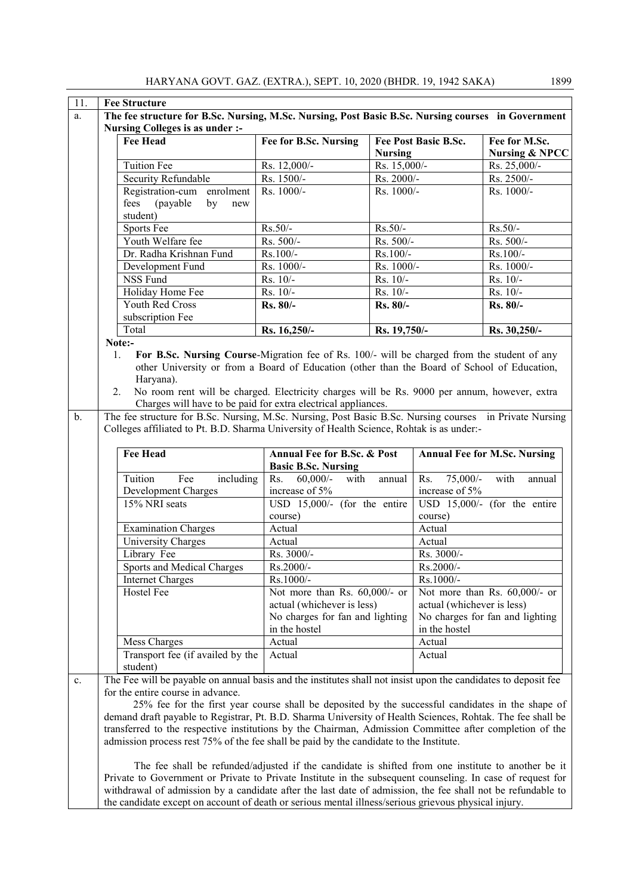| 11. | **Fee Structure** |
|---|---|

**a. The fee structure for B.Sc. Nursing, M.Sc. Nursing, Post Basic B.Sc. Nursing courses in Government Nursing Colleges is as under :-**

| Fee Head | Fee for B.Sc. Nursing | Fee Post Basic B.Sc. Nursing | Fee for M.Sc. Nursing & NPCC |
|---|---|---|---|
| Tuition Fee | Rs. 12,000/- | Rs. 15,000/- | Rs. 25,000/- |
| Security Refundable | Rs. 1500/- | Rs. 2000/- | Rs. 2500/- |
| Registration-cum enrolment fees (payable by new student) | Rs. 1000/- | Rs. 1000/- | Rs. 1000/- |
| Sports Fee | Rs.50/- | Rs.50/- | Rs.50/- |
| Youth Welfare fee | Rs. 500/- | Rs. 500/- | Rs. 500/- |
| Dr. Radha Krishnan Fund | Rs.100/- | Rs.100/- | Rs.100/- |
| Development Fund | Rs. 1000/- | Rs. 1000/- | Rs. 1000/- |
| NSS Fund | Rs. 10/- | Rs. 10/- | Rs. 10/- |
| Holiday Home Fee | Rs. 10/- | Rs. 10/- | Rs. 10/- |
| Youth Red Cross subscription Fee | **Rs. 80/-** | **Rs. 80/-** | **Rs. 80/-** |
| Total | **Rs. 16,250/-** | **Rs. 19,750/-** | **Rs. 30,250/-** |

**Note:-**

1. **For B.Sc. Nursing Course**-Migration fee of Rs. 100/- will be charged from the student of any other University or from a Board of Education (other than the Board of School of Education, Haryana).
2. No room rent will be charged. Electricity charges will be Rs. 9000 per annum, however, extra Charges will have to be paid for extra electrical appliances.

**b.** The fee structure for B.Sc. Nursing, M.Sc. Nursing, Post Basic B.Sc. Nursing courses in Private Nursing Colleges affiliated to Pt. B.D. Sharma University of Health Science, Rohtak is as under:-

| Fee Head | Annual Fee for B.Sc. & Post Basic B.Sc. Nursing | Annual Fee for M.Sc. Nursing |
|---|---|---|
| Tuition Fee including Development Charges | Rs. 60,000/- with annual increase of 5% | Rs. 75,000/- with annual increase of 5% |
| 15% NRI seats | USD 15,000/- (for the entire course) | USD 15,000/- (for the entire course) |
| Examination Charges | Actual | Actual |
| University Charges | Actual | Actual |
| Library Fee | Rs. 3000/- | Rs. 3000/- |
| Sports and Medical Charges | Rs.2000/- | Rs.2000/- |
| Internet Charges | Rs.1000/- | Rs.1000/- |
| Hostel Fee | Not more than Rs. 60,000/- or actual (whichever is less) No charges for fan and lighting in the hostel | Not more than Rs. 60,000/- or actual (whichever is less) No charges for fan and lighting in the hostel |
| Mess Charges | Actual | Actual |
| Transport fee (if availed by the student) | Actual | Actual |

**c.** The Fee will be payable on annual basis and the institutes shall not insist upon the candidates to deposit fee for the entire course in advance.

25% fee for the first year course shall be deposited by the successful candidates in the shape of demand draft payable to Registrar, Pt. B.D. Sharma University of Health Sciences, Rohtak. The fee shall be transferred to the respective institutions by the Chairman, Admission Committee after completion of the admission process rest 75% of the fee shall be paid by the candidate to the Institute.

The fee shall be refunded/adjusted if the candidate is shifted from one institute to another be it Private to Government or Private to Private Institute in the subsequent counseling. In case of request for withdrawal of admission by a candidate after the last date of admission, the fee shall not be refundable to the candidate except on account of death or serious mental illness/serious grievous physical injury.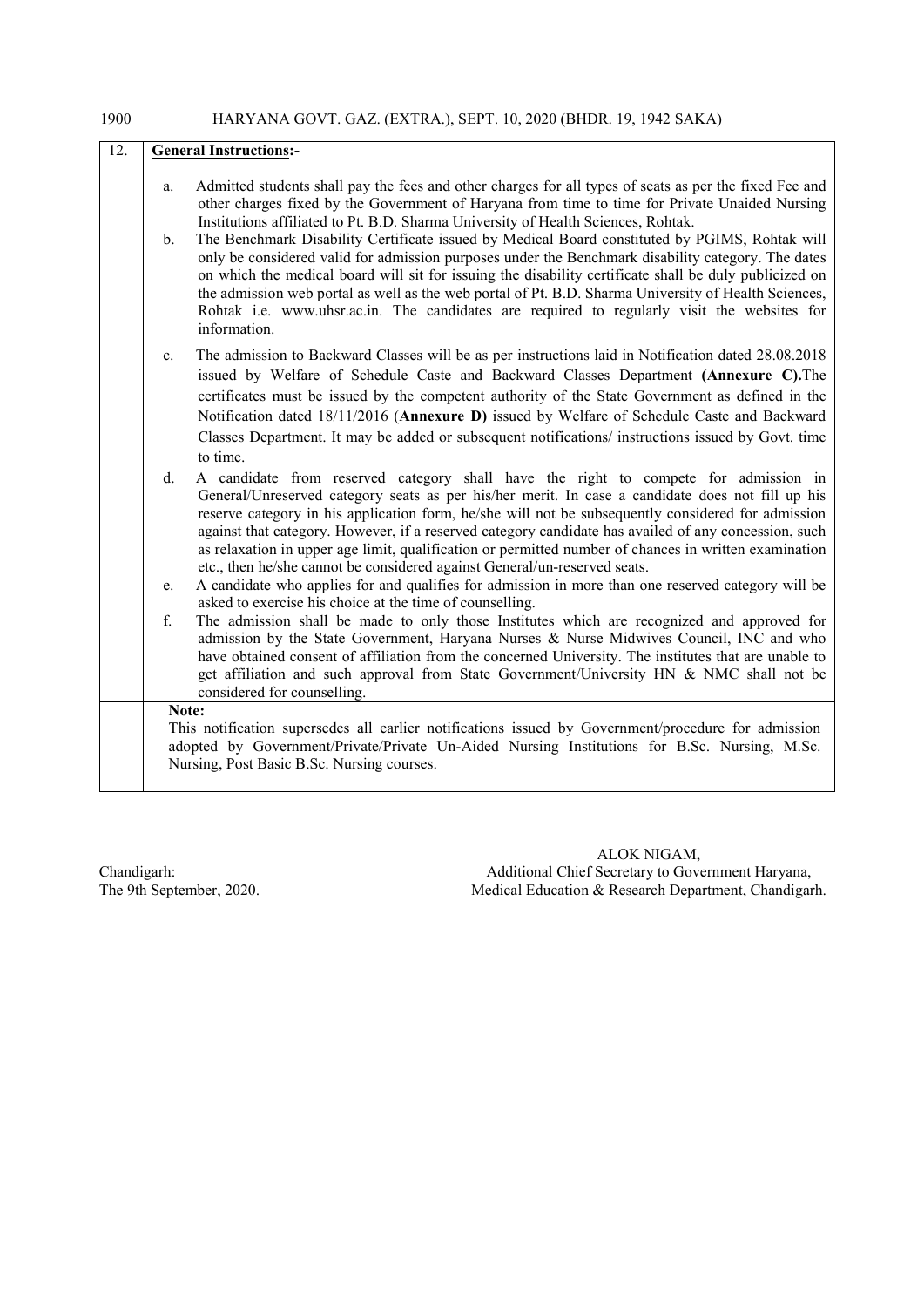**12. General Instructions:-**

a. Admitted students shall pay the fees and other charges for all types of seats as per the fixed Fee and other charges fixed by the Government of Haryana from time to time for Private Unaided Nursing Institutions affiliated to Pt. B.D. Sharma University of Health Sciences, Rohtak.

b. The Benchmark Disability Certificate issued by Medical Board constituted by PGIMS, Rohtak will only be considered valid for admission purposes under the Benchmark disability category. The dates on which the medical board will sit for issuing the disability certificate shall be duly publicized on the admission web portal as well as the web portal of Pt. B.D. Sharma University of Health Sciences, Rohtak i.e. www.uhsr.ac.in. The candidates are required to regularly visit the websites for information.

c. The admission to Backward Classes will be as per instructions laid in Notification dated 28.08.2018 issued by Welfare of Schedule Caste and Backward Classes Department **(Annexure C).**The certificates must be issued by the competent authority of the State Government as defined in the Notification dated 18/11/2016 (**Annexure D)** issued by Welfare of Schedule Caste and Backward Classes Department. It may be added or subsequent notifications/ instructions issued by Govt. time to time.

d. A candidate from reserved category shall have the right to compete for admission in General/Unreserved category seats as per his/her merit. In case a candidate does not fill up his reserve category in his application form, he/she will not be subsequently considered for admission against that category. However, if a reserved category candidate has availed of any concession, such as relaxation in upper age limit, qualification or permitted number of chances in written examination etc., then he/she cannot be considered against General/un-reserved seats.

e. A candidate who applies for and qualifies for admission in more than one reserved category will be asked to exercise his choice at the time of counselling.

f. The admission shall be made to only those Institutes which are recognized and approved for admission by the State Government, Haryana Nurses & Nurse Midwives Council, INC and who have obtained consent of affiliation from the concerned University. The institutes that are unable to get affiliation and such approval from State Government/University HN & NMC shall not be considered for counselling.

**Note:**
This notification supersedes all earlier notifications issued by Government/procedure for admission adopted by Government/Private/Private Un-Aided Nursing Institutions for B.Sc. Nursing, M.Sc. Nursing, Post Basic B.Sc. Nursing courses.

ALOK NIGAM,
Additional Chief Secretary to Government Haryana,
Medical Education & Research Department, Chandigarh.

Chandigarh:
The 9th September, 2020.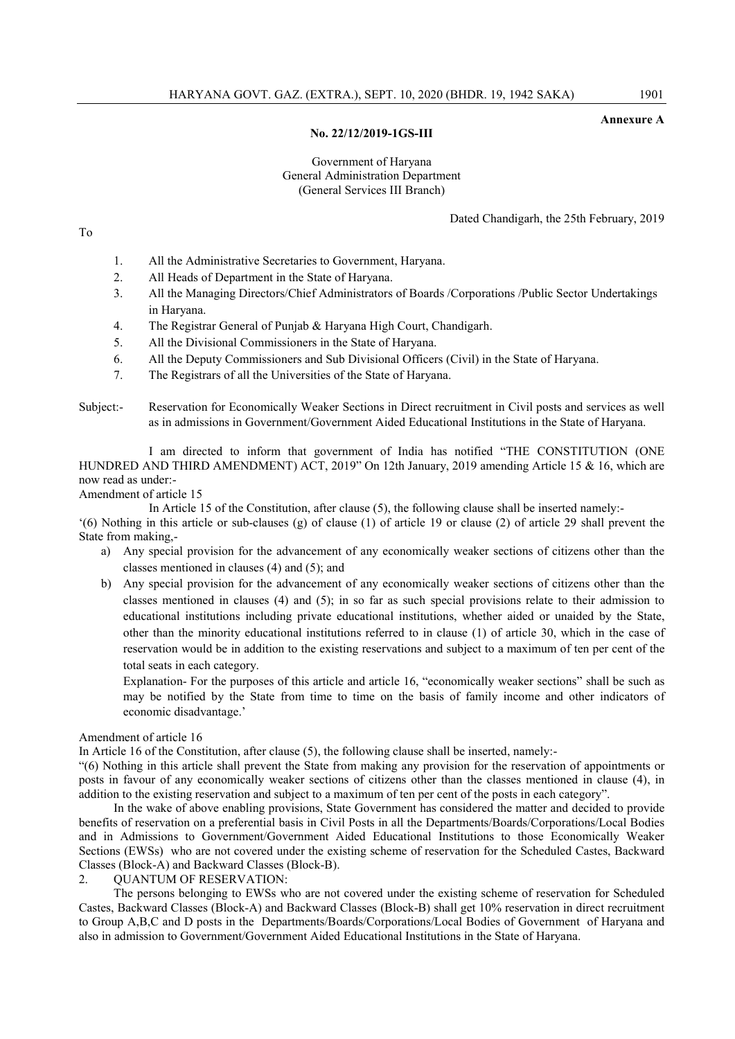**Annexure A**

**No. 22/12/2019-1GS-III**

Government of Haryana
General Administration Department
(General Services III Branch)

Dated Chandigarh, the 25th February, 2019

To

1. All the Administrative Secretaries to Government, Haryana.
2. All Heads of Department in the State of Haryana.
3. All the Managing Directors/Chief Administrators of Boards /Corporations /Public Sector Undertakings in Haryana.
4. The Registrar General of Punjab & Haryana High Court, Chandigarh.
5. All the Divisional Commissioners in the State of Haryana.
6. All the Deputy Commissioners and Sub Divisional Officers (Civil) in the State of Haryana.
7. The Registrars of all the Universities of the State of Haryana.

Subject:- Reservation for Economically Weaker Sections in Direct recruitment in Civil posts and services as well as in admissions in Government/Government Aided Educational Institutions in the State of Haryana.

I am directed to inform that government of India has notified "THE CONSTITUTION (ONE HUNDRED AND THIRD AMENDMENT) ACT, 2019" On 12th January, 2019 amending Article 15 & 16, which are now read as under:-

Amendment of article 15

In Article 15 of the Constitution, after clause (5), the following clause shall be inserted namely:-

'(6) Nothing in this article or sub-clauses (g) of clause (1) of article 19 or clause (2) of article 29 shall prevent the State from making,-

a) Any special provision for the advancement of any economically weaker sections of citizens other than the classes mentioned in clauses (4) and (5); and
b) Any special provision for the advancement of any economically weaker sections of citizens other than the classes mentioned in clauses (4) and (5); in so far as such special provisions relate to their admission to educational institutions including private educational institutions, whether aided or unaided by the State, other than the minority educational institutions referred to in clause (1) of article 30, which in the case of reservation would be in addition to the existing reservations and subject to a maximum of ten per cent of the total seats in each category.

   Explanation- For the purposes of this article and article 16, "economically weaker sections" shall be such as may be notified by the State from time to time on the basis of family income and other indicators of economic disadvantage.'

Amendment of article 16

In Article 16 of the Constitution, after clause (5), the following clause shall be inserted, namely:-

"(6) Nothing in this article shall prevent the State from making any provision for the reservation of appointments or posts in favour of any economically weaker sections of citizens other than the classes mentioned in clause (4), in addition to the existing reservation and subject to a maximum of ten per cent of the posts in each category".

In the wake of above enabling provisions, State Government has considered the matter and decided to provide benefits of reservation on a preferential basis in Civil Posts in all the Departments/Boards/Corporations/Local Bodies and in Admissions to Government/Government Aided Educational Institutions to those Economically Weaker Sections (EWSs) who are not covered under the existing scheme of reservation for the Scheduled Castes, Backward Classes (Block-A) and Backward Classes (Block-B).

2. QUANTUM OF RESERVATION:

The persons belonging to EWSs who are not covered under the existing scheme of reservation for Scheduled Castes, Backward Classes (Block-A) and Backward Classes (Block-B) shall get 10% reservation in direct recruitment to Group A,B,C and D posts in the Departments/Boards/Corporations/Local Bodies of Government of Haryana and also in admission to Government/Government Aided Educational Institutions in the State of Haryana.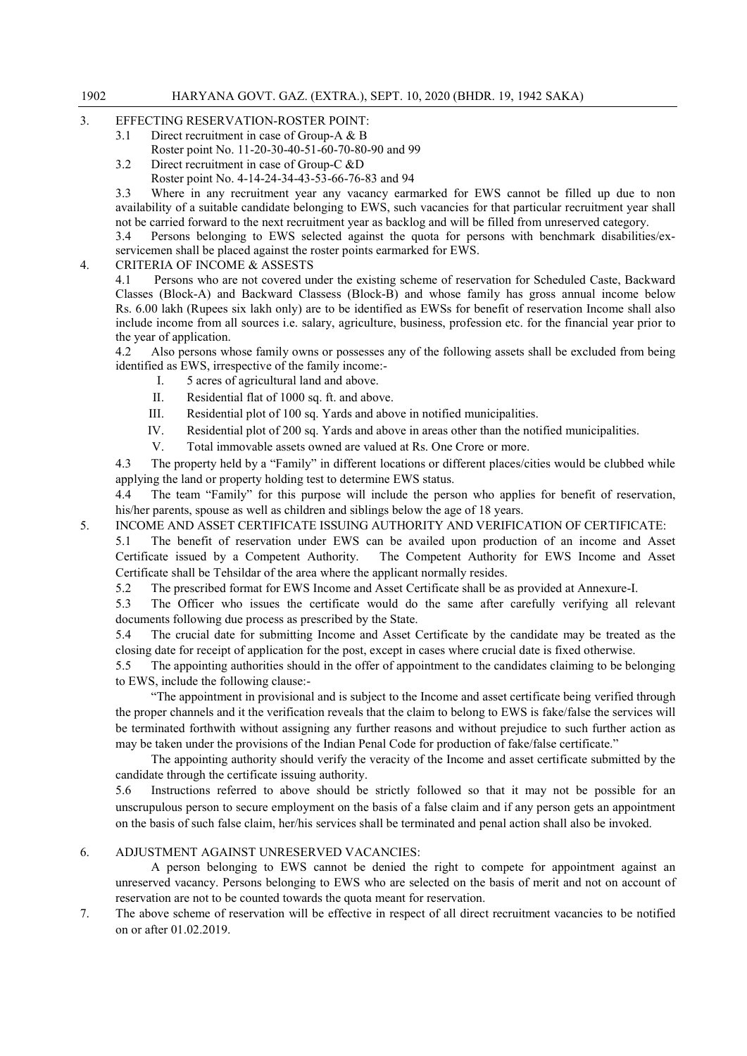3. EFFECTING RESERVATION-ROSTER POINT:

3.1 Direct recruitment in case of Group-A & B

Roster point No. 11-20-30-40-51-60-70-80-90 and 99

3.2 Direct recruitment in case of Group-C &D

Roster point No. 4-14-24-34-43-53-66-76-83 and 94

3.3 Where in any recruitment year any vacancy earmarked for EWS cannot be filled up due to non availability of a suitable candidate belonging to EWS, such vacancies for that particular recruitment year shall not be carried forward to the next recruitment year as backlog and will be filled from unreserved category.

3.4 Persons belonging to EWS selected against the quota for persons with benchmark disabilities/ex-servicemen shall be placed against the roster points earmarked for EWS.

4. CRITERIA OF INCOME & ASSESTS

4.1 Persons who are not covered under the existing scheme of reservation for Scheduled Caste, Backward Classes (Block-A) and Backward Classess (Block-B) and whose family has gross annual income below Rs. 6.00 lakh (Rupees six lakh only) are to be identified as EWSs for benefit of reservation Income shall also include income from all sources i.e. salary, agriculture, business, profession etc. for the financial year prior to the year of application.

4.2 Also persons whose family owns or possesses any of the following assets shall be excluded from being identified as EWS, irrespective of the family income:-

I. 5 acres of agricultural land and above.

II. Residential flat of 1000 sq. ft. and above.

III. Residential plot of 100 sq. Yards and above in notified municipalities.

IV. Residential plot of 200 sq. Yards and above in areas other than the notified municipalities.

V. Total immovable assets owned are valued at Rs. One Crore or more.

4.3 The property held by a "Family" in different locations or different places/cities would be clubbed while applying the land or property holding test to determine EWS status.

4.4 The team "Family" for this purpose will include the person who applies for benefit of reservation, his/her parents, spouse as well as children and siblings below the age of 18 years.

5. INCOME AND ASSET CERTIFICATE ISSUING AUTHORITY AND VERIFICATION OF CERTIFICATE:

5.1 The benefit of reservation under EWS can be availed upon production of an income and Asset Certificate issued by a Competent Authority. The Competent Authority for EWS Income and Asset Certificate shall be Tehsildar of the area where the applicant normally resides.

5.2 The prescribed format for EWS Income and Asset Certificate shall be as provided at Annexure-I.

5.3 The Officer who issues the certificate would do the same after carefully verifying all relevant documents following due process as prescribed by the State.

5.4 The crucial date for submitting Income and Asset Certificate by the candidate may be treated as the closing date for receipt of application for the post, except in cases where crucial date is fixed otherwise.

5.5 The appointing authorities should in the offer of appointment to the candidates claiming to be belonging to EWS, include the following clause:-

"The appointment in provisional and is subject to the Income and asset certificate being verified through the proper channels and it the verification reveals that the claim to belong to EWS is fake/false the services will be terminated forthwith without assigning any further reasons and without prejudice to such further action as may be taken under the provisions of the Indian Penal Code for production of fake/false certificate."

The appointing authority should verify the veracity of the Income and asset certificate submitted by the candidate through the certificate issuing authority.

5.6 Instructions referred to above should be strictly followed so that it may not be possible for an unscrupulous person to secure employment on the basis of a false claim and if any person gets an appointment on the basis of such false claim, her/his services shall be terminated and penal action shall also be invoked.

6. ADJUSTMENT AGAINST UNRESERVED VACANCIES:

A person belonging to EWS cannot be denied the right to compete for appointment against an unreserved vacancy. Persons belonging to EWS who are selected on the basis of merit and not on account of reservation are not to be counted towards the quota meant for reservation.

7. The above scheme of reservation will be effective in respect of all direct recruitment vacancies to be notified on or after 01.02.2019.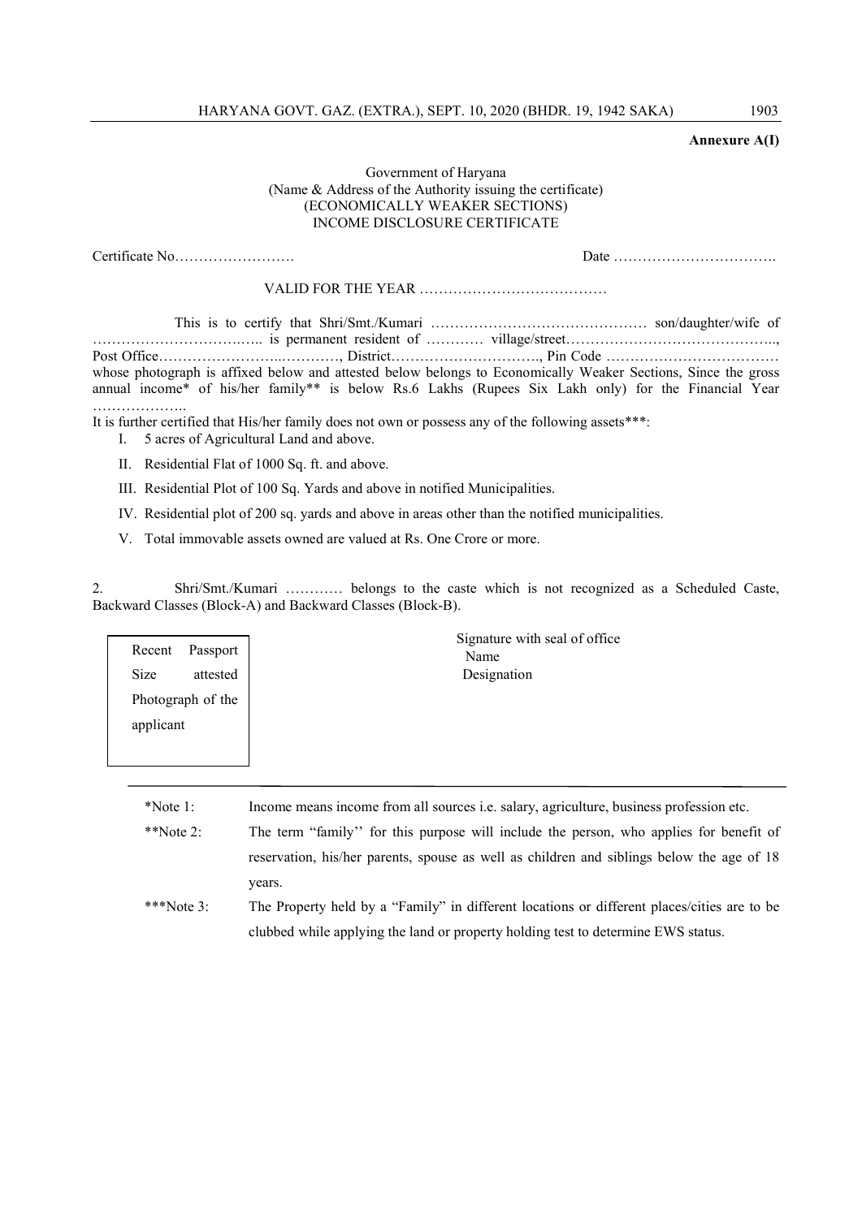**Annexure A(I)**

Government of Haryana
(Name & Address of the Authority issuing the certificate)
(ECONOMICALLY WEAKER SECTIONS)
INCOME DISCLOSURE CERTIFICATE

Certificate No……………………. Date …………………………….

VALID FOR THE YEAR …………………………………

This is to certify that Shri/Smt./Kumari ……………………………………… son/daughter/wife of …………………………….. is permanent resident of ………… village/street…………………………………….., Post Office…………………..…………, District…………………………., Pin Code ……………………………… whose photograph is affixed below and attested below belongs to Economically Weaker Sections, Since the gross annual income* of his/her family** is below Rs.6 Lakhs (Rupees Six Lakh only) for the Financial Year ………………..

It is further certified that His/her family does not own or possess any of the following assets***:

I. 5 acres of Agricultural Land and above.

II. Residential Flat of 1000 Sq. ft. and above.

III. Residential Plot of 100 Sq. Yards and above in notified Municipalities.

IV. Residential plot of 200 sq. yards and above in areas other than the notified municipalities.

V. Total immovable assets owned are valued at Rs. One Crore or more.

2. Shri/Smt./Kumari ………… belongs to the caste which is not recognized as a Scheduled Caste, Backward Classes (Block-A) and Backward Classes (Block-B).

| Recent Passport Size attested Photograph of the applicant |
|---|

Signature with seal of office
Name
Designation

---

*Note 1: Income means income from all sources i.e. salary, agriculture, business profession etc.

**Note 2: The term "family'' for this purpose will include the person, who applies for benefit of reservation, his/her parents, spouse as well as children and siblings below the age of 18 years.

***Note 3: The Property held by a "Family" in different locations or different places/cities are to be clubbed while applying the land or property holding test to determine EWS status.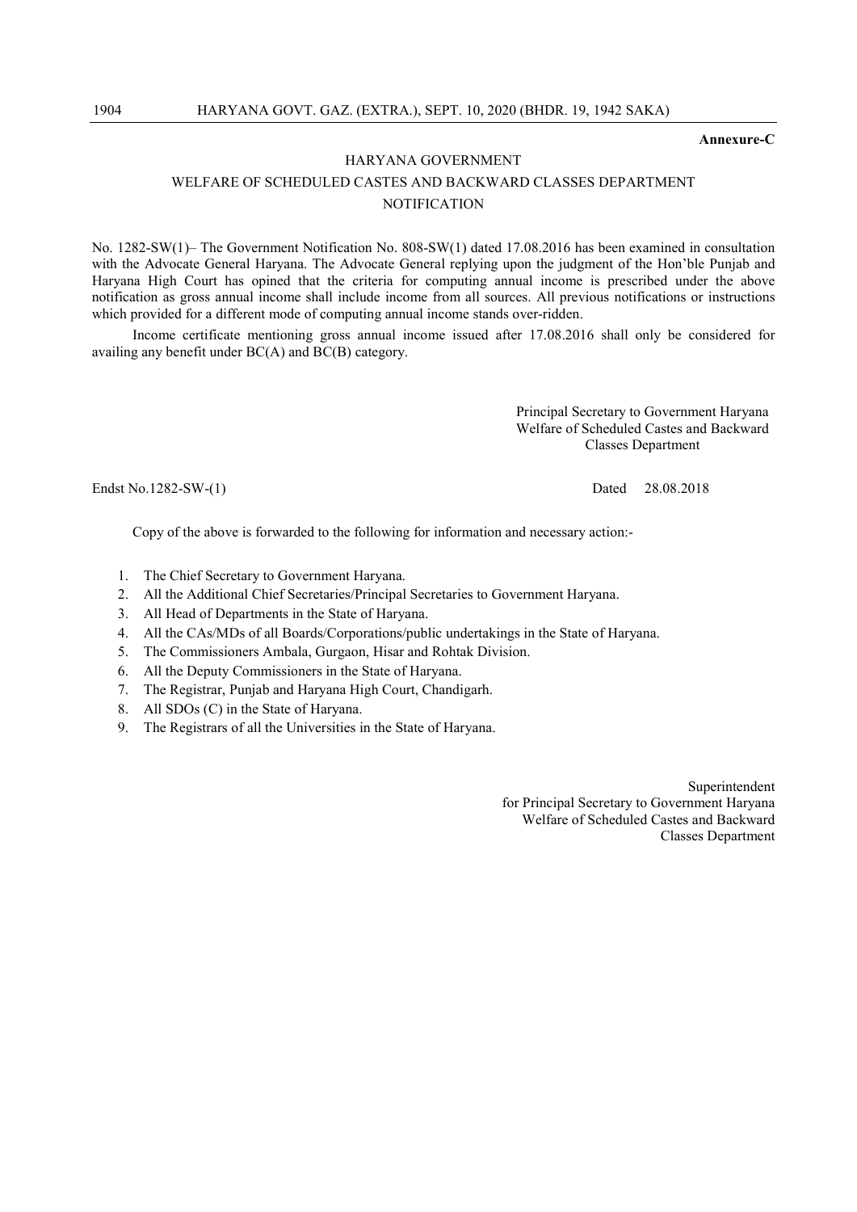**Annexure-C**

HARYANA GOVERNMENT

WELFARE OF SCHEDULED CASTES AND BACKWARD CLASSES DEPARTMENT

NOTIFICATION

No. 1282-SW(1)– The Government Notification No. 808-SW(1) dated 17.08.2016 has been examined in consultation with the Advocate General Haryana. The Advocate General replying upon the judgment of the Hon'ble Punjab and Haryana High Court has opined that the criteria for computing annual income is prescribed under the above notification as gross annual income shall include income from all sources. All previous notifications or instructions which provided for a different mode of computing annual income stands over-ridden.

Income certificate mentioning gross annual income issued after 17.08.2016 shall only be considered for availing any benefit under BC(A) and BC(B) category.

Principal Secretary to Government Haryana
Welfare of Scheduled Castes and Backward
Classes Department

Endst No.1282-SW-(1) Dated 28.08.2018

Copy of the above is forwarded to the following for information and necessary action:-

1. The Chief Secretary to Government Haryana.
2. All the Additional Chief Secretaries/Principal Secretaries to Government Haryana.
3. All Head of Departments in the State of Haryana.
4. All the CAs/MDs of all Boards/Corporations/public undertakings in the State of Haryana.
5. The Commissioners Ambala, Gurgaon, Hisar and Rohtak Division.
6. All the Deputy Commissioners in the State of Haryana.
7. The Registrar, Punjab and Haryana High Court, Chandigarh.
8. All SDOs (C) in the State of Haryana.
9. The Registrars of all the Universities in the State of Haryana.

Superintendent
for Principal Secretary to Government Haryana
Welfare of Scheduled Castes and Backward
Classes Department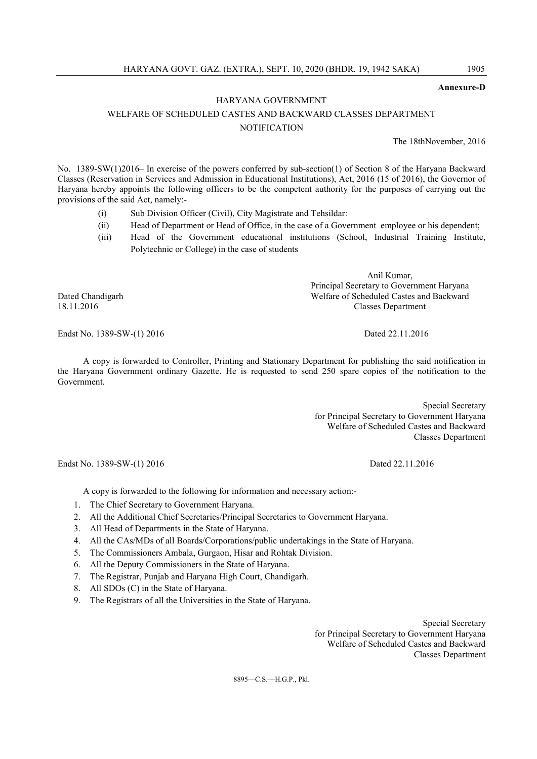**Annexure-D**

# HARYANA GOVERNMENT

## WELFARE OF SCHEDULED CASTES AND BACKWARD CLASSES DEPARTMENT

## NOTIFICATION

The 18thNovember, 2016

No. 1389-SW(1)2016– In exercise of the powers conferred by sub-section(1) of Section 8 of the Haryana Backward Classes (Reservation in Services and Admission in Educational Institutions), Act, 2016 (15 of 2016), the Governor of Haryana hereby appoints the following officers to be the competent authority for the purposes of carrying out the provisions of the said Act, namely:-

(i) Sub Division Officer (Civil), City Magistrate and Tehsildar:

(ii) Head of Department or Head of Office, in the case of a Government employee or his dependent;

(iii) Head of the Government educational institutions (School, Industrial Training Institute, Polytechnic or College) in the case of students

Anil Kumar,
Principal Secretary to Government Haryana
Welfare of Scheduled Castes and Backward
Classes Department

Dated Chandigarh
18.11.2016

Endst No. 1389-SW-(1) 2016 Dated 22.11.2016

A copy is forwarded to Controller, Printing and Stationary Department for publishing the said notification in the Haryana Government ordinary Gazette. He is requested to send 250 spare copies of the notification to the Government.

Special Secretary
for Principal Secretary to Government Haryana
Welfare of Scheduled Castes and Backward
Classes Department

Endst No. 1389-SW-(1) 2016 Dated 22.11.2016

A copy is forwarded to the following for information and necessary action:-

1. The Chief Secretary to Government Haryana.
2. All the Additional Chief Secretaries/Principal Secretaries to Government Haryana.
3. All Head of Departments in the State of Haryana.
4. All the CAs/MDs of all Boards/Corporations/public undertakings in the State of Haryana.
5. The Commissioners Ambala, Gurgaon, Hisar and Rohtak Division.
6. All the Deputy Commissioners in the State of Haryana.
7. The Registrar, Punjab and Haryana High Court, Chandigarh.
8. All SDOs (C) in the State of Haryana.
9. The Registrars of all the Universities in the State of Haryana.

Special Secretary
for Principal Secretary to Government Haryana
Welfare of Scheduled Castes and Backward
Classes Department

8895—C.S.—H.G.P., Pkl.